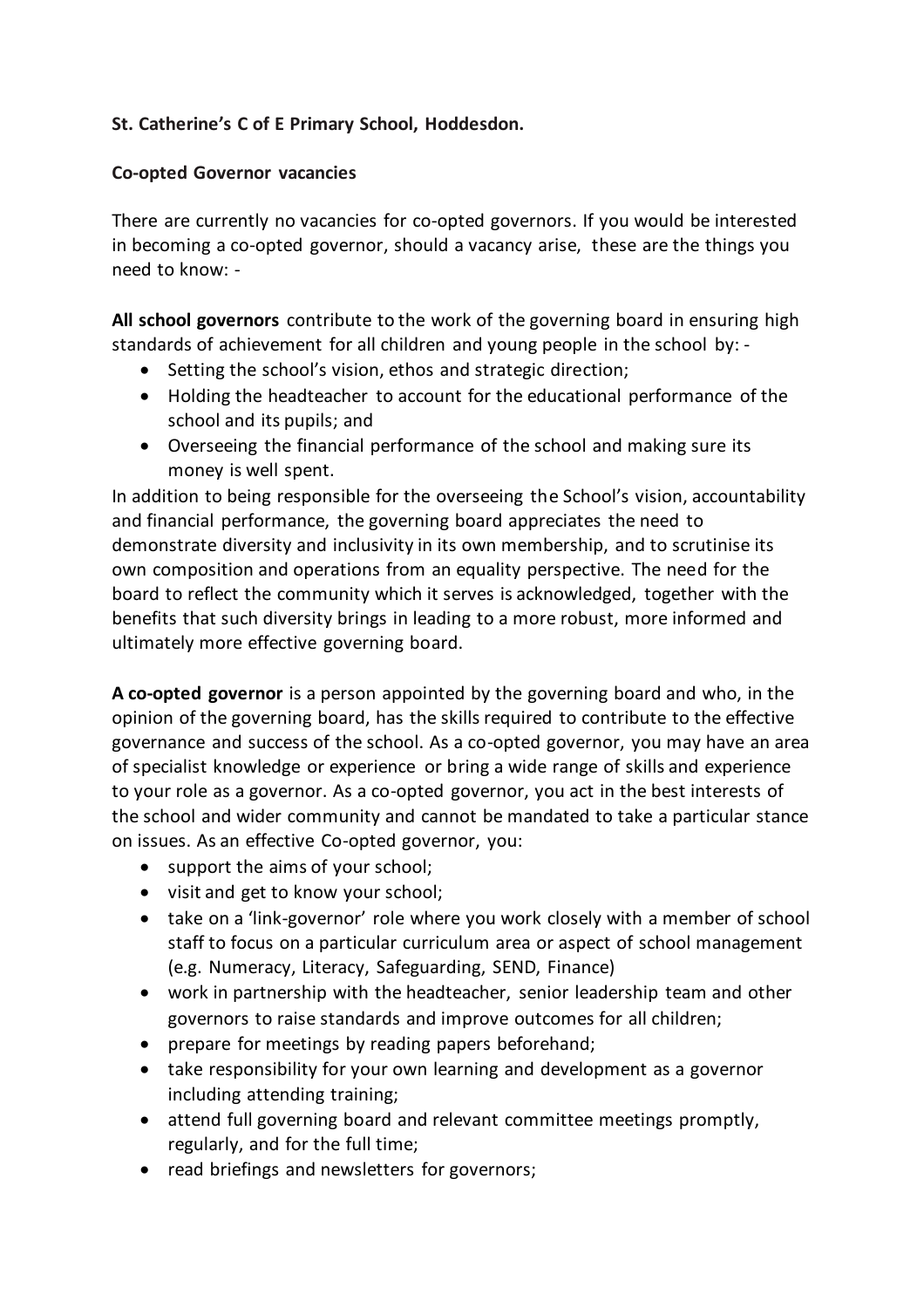**St. Catherine's C of E Primary School, Hoddesdon.**

**Co-opted Governor vacancies**

There are currently no vacancies for co-opted governors. If you would be interested in becoming a co-opted governor, should a vacancy arise, these are the things you need to know: -

**All school governors** contribute to the work of the governing board in ensuring high standards of achievement for all children and young people in the school by: -

- Setting the school's vision, ethos and strategic direction;
- Holding the headteacher to account for the educational performance of the school and its pupils; and
- Overseeing the financial performance of the school and making sure its money is well spent.

In addition to being responsible for the overseeing the School's vision, accountability and financial performance, the governing board appreciates the need to demonstrate diversity and inclusivity in its own membership, and to scrutinise its own composition and operations from an equality perspective. The need for the board to reflect the community which it serves is acknowledged, together with the benefits that such diversity brings in leading to a more robust, more informed and ultimately more effective governing board.

**A co-opted governor** is a person appointed by the governing board and who, in the opinion of the governing board, has the skills required to contribute to the effective governance and success of the school. As a co-opted governor, you may have an area of specialist knowledge or experience or bring a wide range of skills and experience to your role as a governor. As a co-opted governor, you act in the best interests of the school and wider community and cannot be mandated to take a particular stance on issues. As an effective Co-opted governor, you:

- support the aims of your school;
- visit and get to know your school;
- take on a 'link-governor' role where you work closely with a member of school staff to focus on a particular curriculum area or aspect of school management (e.g. Numeracy, Literacy, Safeguarding, SEND, Finance)
- work in partnership with the headteacher, senior leadership team and other governors to raise standards and improve outcomes for all children;
- prepare for meetings by reading papers beforehand;
- take responsibility for your own learning and development as a governor including attending training;
- attend full governing board and relevant committee meetings promptly, regularly, and for the full time;
- read briefings and newsletters for governors;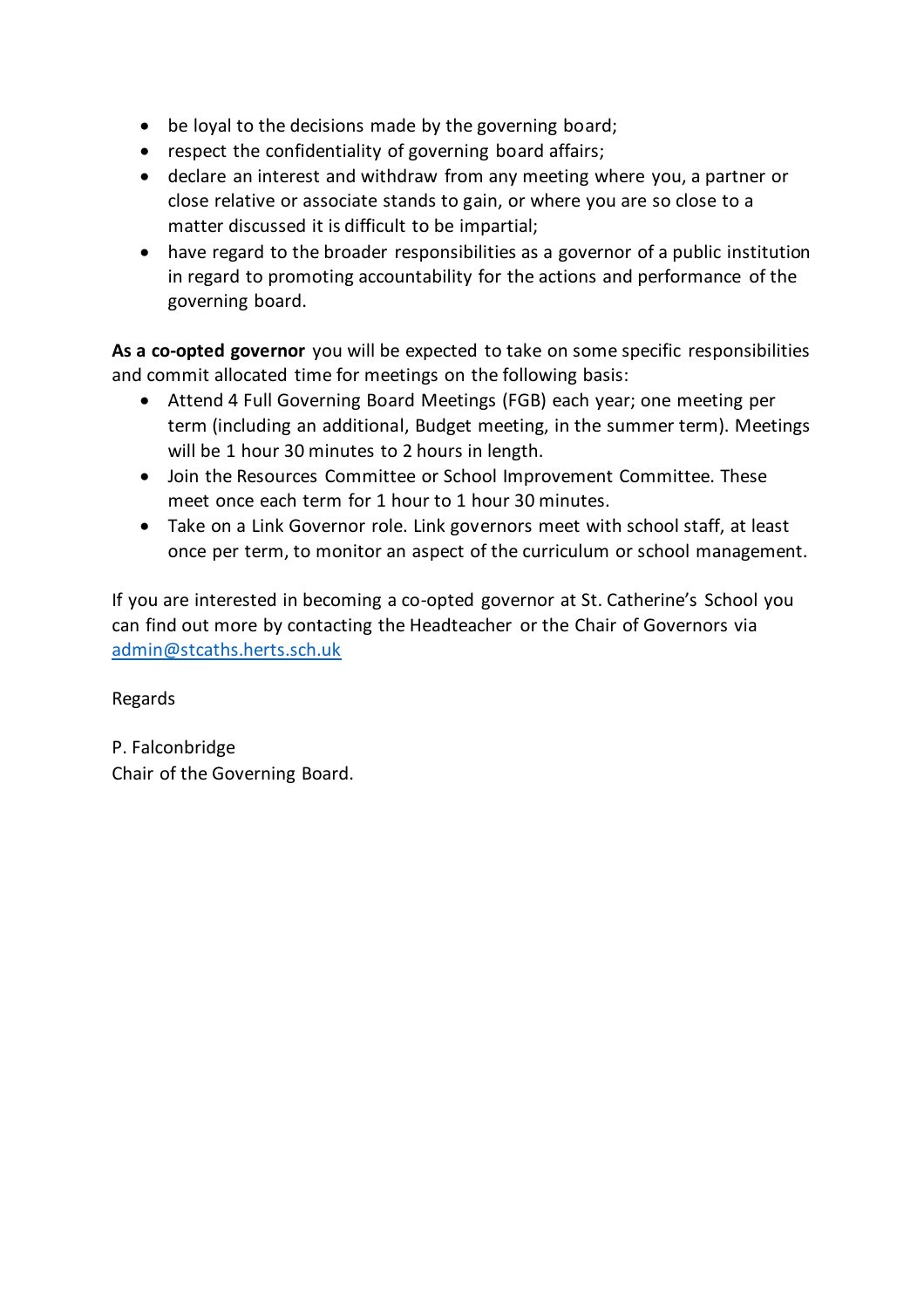- be loyal to the decisions made by the governing board;
- respect the confidentiality of governing board affairs;
- declare an interest and withdraw from any meeting where you, a partner or close relative or associate stands to gain, or where you are so close to a matter discussed it is difficult to be impartial;
- have regard to the broader responsibilities as a governor of a public institution in regard to promoting accountability for the actions and performance of the governing board.

**As a co-opted governor** you will be expected to take on some specific responsibilities and commit allocated time for meetings on the following basis:

- Attend 4 Full Governing Board Meetings (FGB) each year; one meeting per term (including an additional, Budget meeting, in the summer term). Meetings will be 1 hour 30 minutes to 2 hours in length.
- Join the Resources Committee or School Improvement Committee. These meet once each term for 1 hour to 1 hour 30 minutes.
- Take on a Link Governor role. Link governors meet with school staff, at least once per term, to monitor an aspect of the curriculum or school management.

If you are interested in becoming a co-opted governor at St. Catherine's School you can find out more by contacting the Headteacher or the Chair of Governors via [admin@stcaths.herts.sch.uk](mailto:admin@stcaths.herts.sch.uk)

Regards

P. Falconbridge
Chair of the Governing Board.